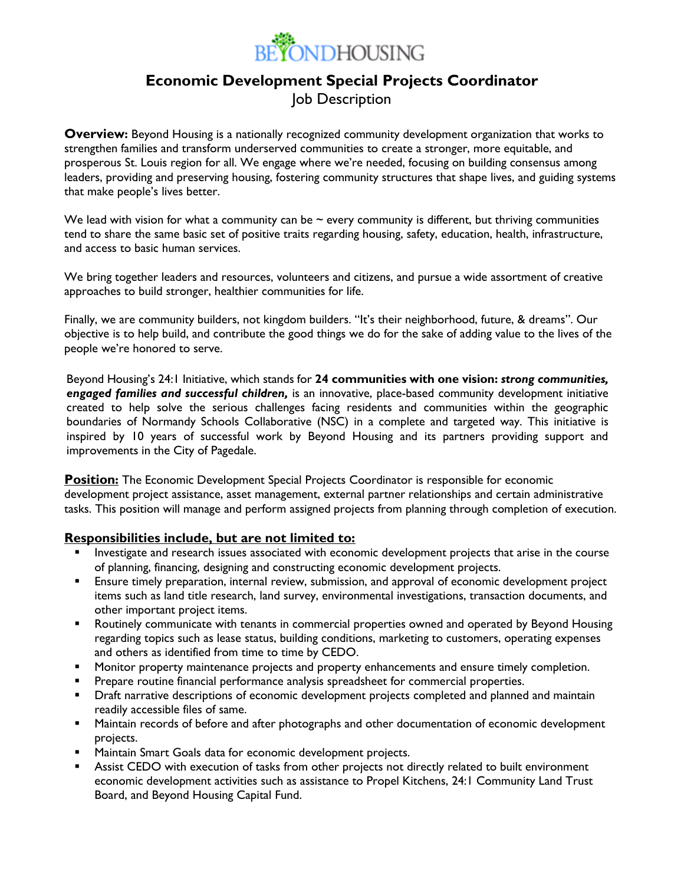# BEYONDHOUSING

## Economic Development Special Projects Coordinator

Job Description

**Overview:** Beyond Housing is a nationally recognized community development organization that works to strengthen families and transform underserved communities to create a stronger, more equitable, and prosperous St. Louis region for all. We engage where we're needed, focusing on building consensus among leaders, providing and preserving housing, fostering community structures that shape lives, and guiding systems that make people's lives better.

We lead with vision for what a community can be ~ every community is different, but thriving communities tend to share the same basic set of positive traits regarding housing, safety, education, health, infrastructure, and access to basic human services.

We bring together leaders and resources, volunteers and citizens, and pursue a wide assortment of creative approaches to build stronger, healthier communities for life.

Finally, we are community builders, not kingdom builders. "It's their neighborhood, future, & dreams". Our objective is to help build, and contribute the good things we do for the sake of adding value to the lives of the people we're honored to serve.

Beyond Housing's 24:1 Initiative, which stands for **24 communities with one vision:** ***strong communities, engaged families and successful children,*** is an innovative, place-based community development initiative created to help solve the serious challenges facing residents and communities within the geographic boundaries of Normandy Schools Collaborative (NSC) in a complete and targeted way. This initiative is inspired by 10 years of successful work by Beyond Housing and its partners providing support and improvements in the City of Pagedale.

**Position:** The Economic Development Special Projects Coordinator is responsible for economic development project assistance, asset management, external partner relationships and certain administrative tasks. This position will manage and perform assigned projects from planning through completion of execution.

**Responsibilities include, but are not limited to:**

- Investigate and research issues associated with economic development projects that arise in the course of planning, financing, designing and constructing economic development projects.
- Ensure timely preparation, internal review, submission, and approval of economic development project items such as land title research, land survey, environmental investigations, transaction documents, and other important project items.
- Routinely communicate with tenants in commercial properties owned and operated by Beyond Housing regarding topics such as lease status, building conditions, marketing to customers, operating expenses and others as identified from time to time by CEDO.
- Monitor property maintenance projects and property enhancements and ensure timely completion.
- Prepare routine financial performance analysis spreadsheet for commercial properties.
- Draft narrative descriptions of economic development projects completed and planned and maintain readily accessible files of same.
- Maintain records of before and after photographs and other documentation of economic development projects.
- Maintain Smart Goals data for economic development projects.
- Assist CEDO with execution of tasks from other projects not directly related to built environment economic development activities such as assistance to Propel Kitchens, 24:1 Community Land Trust Board, and Beyond Housing Capital Fund.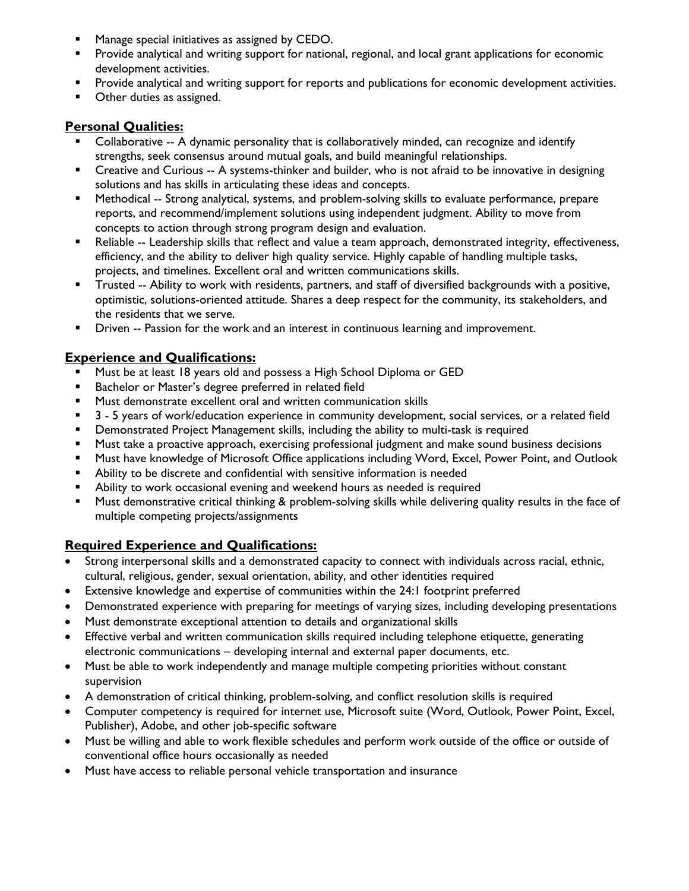- Manage special initiatives as assigned by CEDO.
- Provide analytical and writing support for national, regional, and local grant applications for economic development activities.
- Provide analytical and writing support for reports and publications for economic development activities.
- Other duties as assigned.

## Personal Qualities:

- Collaborative -- A dynamic personality that is collaboratively minded, can recognize and identify strengths, seek consensus around mutual goals, and build meaningful relationships.
- Creative and Curious -- A systems-thinker and builder, who is not afraid to be innovative in designing solutions and has skills in articulating these ideas and concepts.
- Methodical -- Strong analytical, systems, and problem-solving skills to evaluate performance, prepare reports, and recommend/implement solutions using independent judgment. Ability to move from concepts to action through strong program design and evaluation.
- Reliable -- Leadership skills that reflect and value a team approach, demonstrated integrity, effectiveness, efficiency, and the ability to deliver high quality service. Highly capable of handling multiple tasks, projects, and timelines. Excellent oral and written communications skills.
- Trusted -- Ability to work with residents, partners, and staff of diversified backgrounds with a positive, optimistic, solutions-oriented attitude. Shares a deep respect for the community, its stakeholders, and the residents that we serve.
- Driven -- Passion for the work and an interest in continuous learning and improvement.

## Experience and Qualifications:

- Must be at least 18 years old and possess a High School Diploma or GED
- Bachelor or Master's degree preferred in related field
- Must demonstrate excellent oral and written communication skills
- 3 - 5 years of work/education experience in community development, social services, or a related field
- Demonstrated Project Management skills, including the ability to multi-task is required
- Must take a proactive approach, exercising professional judgment and make sound business decisions
- Must have knowledge of Microsoft Office applications including Word, Excel, Power Point, and Outlook
- Ability to be discrete and confidential with sensitive information is needed
- Ability to work occasional evening and weekend hours as needed is required
- Must demonstrative critical thinking & problem-solving skills while delivering quality results in the face of multiple competing projects/assignments

## Required Experience and Qualifications:

- Strong interpersonal skills and a demonstrated capacity to connect with individuals across racial, ethnic, cultural, religious, gender, sexual orientation, ability, and other identities required
- Extensive knowledge and expertise of communities within the 24:1 footprint preferred
- Demonstrated experience with preparing for meetings of varying sizes, including developing presentations
- Must demonstrate exceptional attention to details and organizational skills
- Effective verbal and written communication skills required including telephone etiquette, generating electronic communications – developing internal and external paper documents, etc.
- Must be able to work independently and manage multiple competing priorities without constant supervision
- A demonstration of critical thinking, problem-solving, and conflict resolution skills is required
- Computer competency is required for internet use, Microsoft suite (Word, Outlook, Power Point, Excel, Publisher), Adobe, and other job-specific software
- Must be willing and able to work flexible schedules and perform work outside of the office or outside of conventional office hours occasionally as needed
- Must have access to reliable personal vehicle transportation and insurance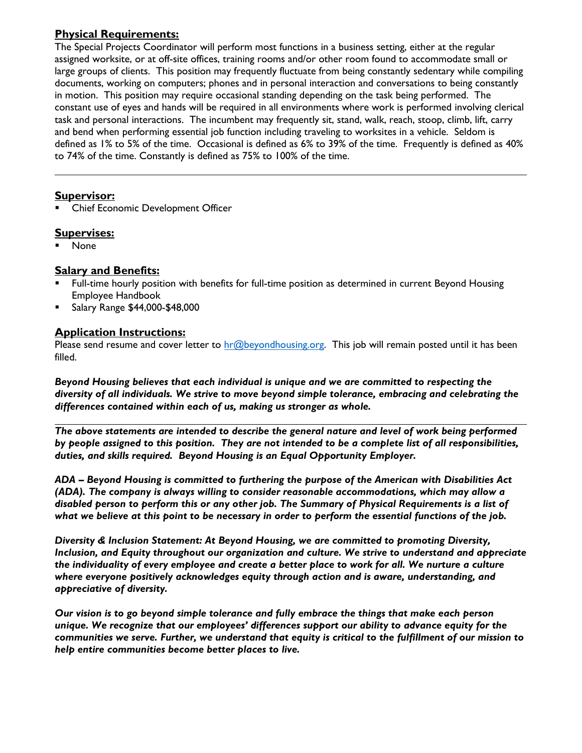## Physical Requirements:

The Special Projects Coordinator will perform most functions in a business setting, either at the regular assigned worksite, or at off-site offices, training rooms and/or other room found to accommodate small or large groups of clients. This position may frequently fluctuate from being constantly sedentary while compiling documents, working on computers; phones and in personal interaction and conversations to being constantly in motion. This position may require occasional standing depending on the task being performed. The constant use of eyes and hands will be required in all environments where work is performed involving clerical task and personal interactions. The incumbent may frequently sit, stand, walk, reach, stoop, climb, lift, carry and bend when performing essential job function including traveling to worksites in a vehicle. Seldom is defined as 1% to 5% of the time. Occasional is defined as 6% to 39% of the time. Frequently is defined as 40% to 74% of the time. Constantly is defined as 75% to 100% of the time.

---

## Supervisor:

- Chief Economic Development Officer

## Supervises:

- None

## Salary and Benefits:

- Full-time hourly position with benefits for full-time position as determined in current Beyond Housing Employee Handbook
- Salary Range $44,000-$48,000

## Application Instructions:

Please send resume and cover letter to hr@beyondhousing.org. This job will remain posted until it has been filled.

***Beyond Housing believes that each individual is unique and we are committed to respecting the diversity of all individuals. We strive to move beyond simple tolerance, embracing and celebrating the differences contained within each of us, making us stronger as whole.***

---

***The above statements are intended to describe the general nature and level of work being performed by people assigned to this position. They are not intended to be a complete list of all responsibilities, duties, and skills required. Beyond Housing is an Equal Opportunity Employer.***

***ADA – Beyond Housing is committed to furthering the purpose of the American with Disabilities Act (ADA). The company is always willing to consider reasonable accommodations, which may allow a disabled person to perform this or any other job. The Summary of Physical Requirements is a list of what we believe at this point to be necessary in order to perform the essential functions of the job.***

***Diversity & Inclusion Statement: At Beyond Housing, we are committed to promoting Diversity, Inclusion, and Equity throughout our organization and culture. We strive to understand and appreciate the individuality of every employee and create a better place to work for all. We nurture a culture where everyone positively acknowledges equity through action and is aware, understanding, and appreciative of diversity.***

***Our vision is to go beyond simple tolerance and fully embrace the things that make each person unique. We recognize that our employees' differences support our ability to advance equity for the communities we serve. Further, we understand that equity is critical to the fulfillment of our mission to help entire communities become better places to live.***